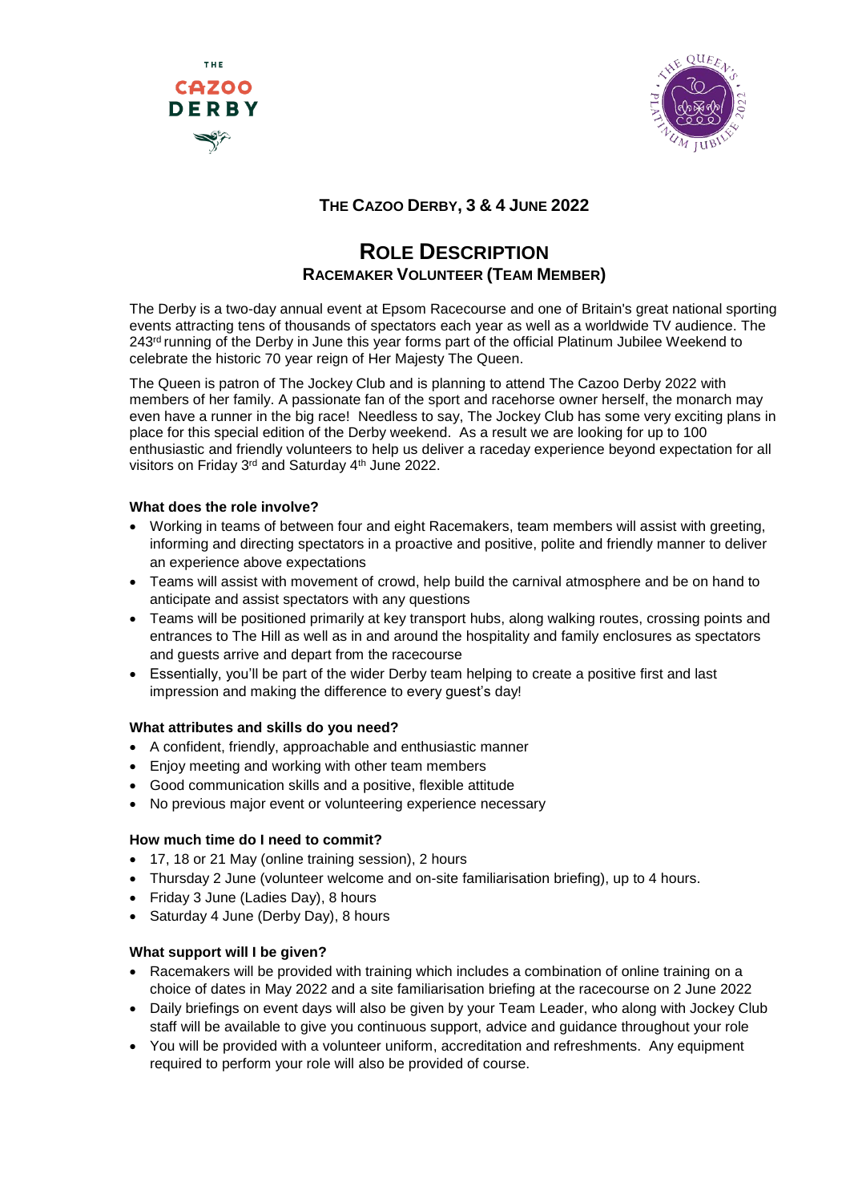THE CAZOO DERBY

# THE CAZOO DERBY, 3 & 4 JUNE 2022

# ROLE DESCRIPTION

## RACEMAKER VOLUNTEER (TEAM MEMBER)

The Derby is a two-day annual event at Epsom Racecourse and one of Britain's great national sporting events attracting tens of thousands of spectators each year as well as a worldwide TV audience. The 243rd running of the Derby in June this year forms part of the official Platinum Jubilee Weekend to celebrate the historic 70 year reign of Her Majesty The Queen.

The Queen is patron of The Jockey Club and is planning to attend The Cazoo Derby 2022 with members of her family. A passionate fan of the sport and racehorse owner herself, the monarch may even have a runner in the big race! Needless to say, The Jockey Club has some very exciting plans in place for this special edition of the Derby weekend. As a result we are looking for up to 100 enthusiastic and friendly volunteers to help us deliver a raceday experience beyond expectation for all visitors on Friday 3rd and Saturday 4th June 2022.

### What does the role involve?

- Working in teams of between four and eight Racemakers, team members will assist with greeting, informing and directing spectators in a proactive and positive, polite and friendly manner to deliver an experience above expectations
- Teams will assist with movement of crowd, help build the carnival atmosphere and be on hand to anticipate and assist spectators with any questions
- Teams will be positioned primarily at key transport hubs, along walking routes, crossing points and entrances to The Hill as well as in and around the hospitality and family enclosures as spectators and guests arrive and depart from the racecourse
- Essentially, you'll be part of the wider Derby team helping to create a positive first and last impression and making the difference to every guest's day!

### What attributes and skills do you need?

- A confident, friendly, approachable and enthusiastic manner
- Enjoy meeting and working with other team members
- Good communication skills and a positive, flexible attitude
- No previous major event or volunteering experience necessary

### How much time do I need to commit?

- 17, 18 or 21 May (online training session), 2 hours
- Thursday 2 June (volunteer welcome and on-site familiarisation briefing), up to 4 hours.
- Friday 3 June (Ladies Day), 8 hours
- Saturday 4 June (Derby Day), 8 hours

### What support will I be given?

- Racemakers will be provided with training which includes a combination of online training on a choice of dates in May 2022 and a site familiarisation briefing at the racecourse on 2 June 2022
- Daily briefings on event days will also be given by your Team Leader, who along with Jockey Club staff will be available to give you continuous support, advice and guidance throughout your role
- You will be provided with a volunteer uniform, accreditation and refreshments. Any equipment required to perform your role will also be provided of course.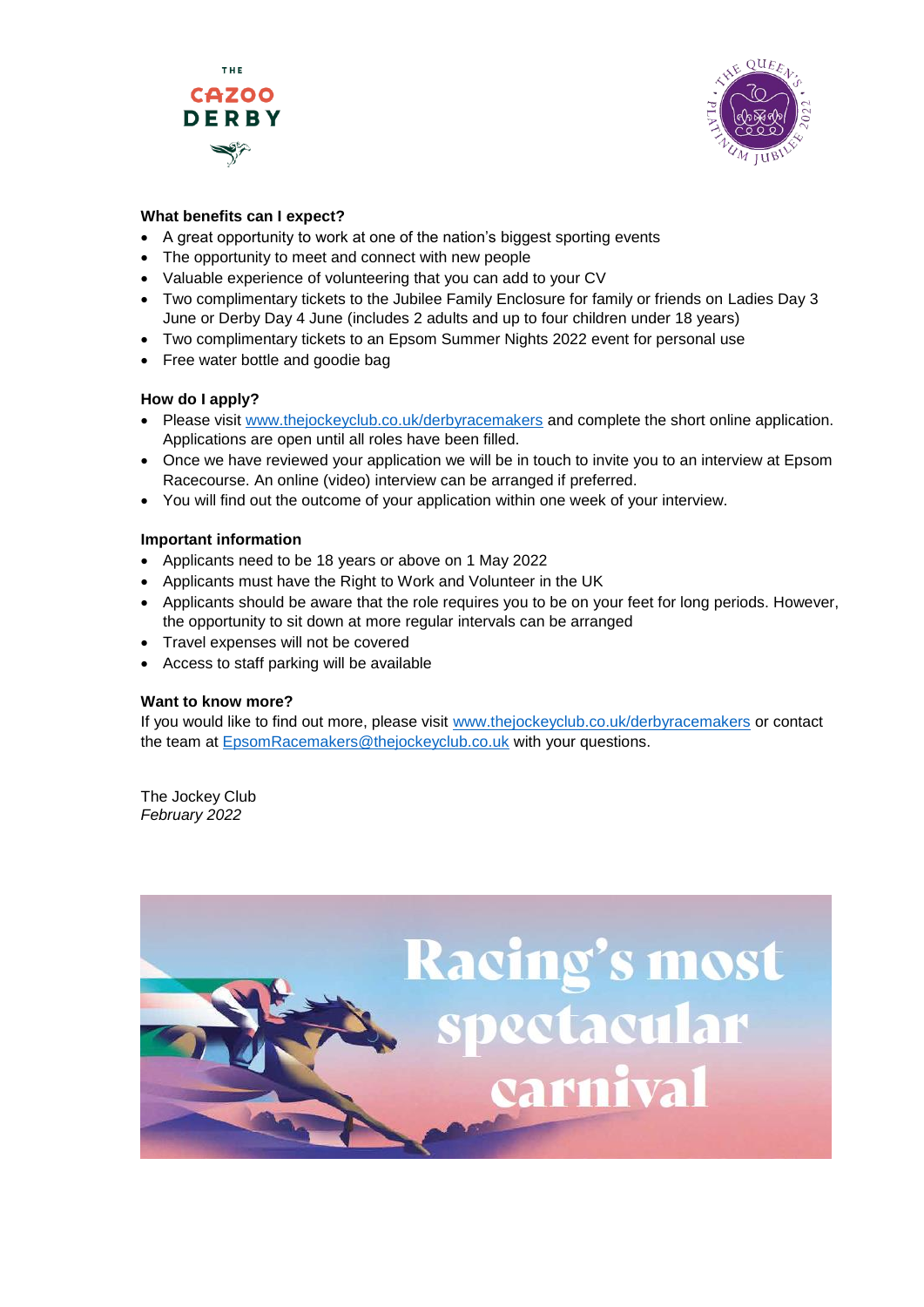**What benefits can I expect?**

- A great opportunity to work at one of the nation's biggest sporting events
- The opportunity to meet and connect with new people
- Valuable experience of volunteering that you can add to your CV
- Two complimentary tickets to the Jubilee Family Enclosure for family or friends on Ladies Day 3 June or Derby Day 4 June (includes 2 adults and up to four children under 18 years)
- Two complimentary tickets to an Epsom Summer Nights 2022 event for personal use
- Free water bottle and goodie bag

**How do I apply?**

- Please visit www.thejockeyclub.co.uk/derbyracemakers and complete the short online application. Applications are open until all roles have been filled.
- Once we have reviewed your application we will be in touch to invite you to an interview at Epsom Racecourse. An online (video) interview can be arranged if preferred.
- You will find out the outcome of your application within one week of your interview.

**Important information**

- Applicants need to be 18 years or above on 1 May 2022
- Applicants must have the Right to Work and Volunteer in the UK
- Applicants should be aware that the role requires you to be on your feet for long periods. However, the opportunity to sit down at more regular intervals can be arranged
- Travel expenses will not be covered
- Access to staff parking will be available

**Want to know more?**

If you would like to find out more, please visit www.thejockeyclub.co.uk/derbyracemakers or contact the team at EpsomRacemakers@thejockeyclub.co.uk with your questions.

The Jockey Club
*February 2022*